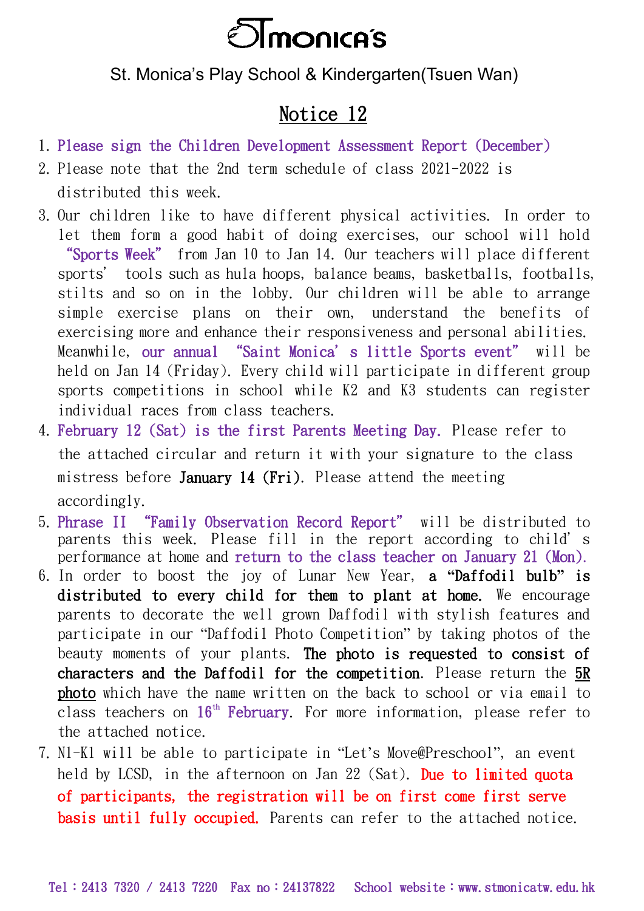# StMonica's

St. Monica's Play School & Kindergarten(Tsuen Wan)

## Notice 12

1. Please sign the Children Development Assessment Report (December)
2. Please note that the 2nd term schedule of class 2021-2022 is distributed this week.
3. Our children like to have different physical activities. In order to let them form a good habit of doing exercises, our school will hold "Sports Week" from Jan 10 to Jan 14. Our teachers will place different sports' tools such as hula hoops, balance beams, basketballs, footballs, stilts and so on in the lobby. Our children will be able to arrange simple exercise plans on their own, understand the benefits of exercising more and enhance their responsiveness and personal abilities. Meanwhile, our annual "Saint Monica's little Sports event" will be held on Jan 14 (Friday). Every child will participate in different group sports competitions in school while K2 and K3 students can register individual races from class teachers.
4. February 12 (Sat) is the first Parents Meeting Day. Please refer to the attached circular and return it with your signature to the class mistress before **January 14 (Fri)**. Please attend the meeting accordingly.
5. Phrase II "Family Observation Record Report" will be distributed to parents this week. Please fill in the report according to child's performance at home and return to the class teacher on January 21 (Mon).
6. In order to boost the joy of Lunar New Year, **a "Daffodil bulb" is distributed to every child for them to plant at home.** We encourage parents to decorate the well grown Daffodil with stylish features and participate in our "Daffodil Photo Competition" by taking photos of the beauty moments of your plants. **The photo is requested to consist of characters and the Daffodil for the competition.** Please return the 5R photo which have the name written on the back to school or via email to class teachers on 16th February. For more information, please refer to the attached notice.
7. N1-K1 will be able to participate in "Let's Move@Preschool", an event held by LCSD, in the afternoon on Jan 22 (Sat). **Due to limited quota of participants, the registration will be on first come first serve basis until fully occupied.** Parents can refer to the attached notice.

Tel：2413 7320 / 2413 7220 Fax no：24137822 School website：www.stmonicatw.edu.hk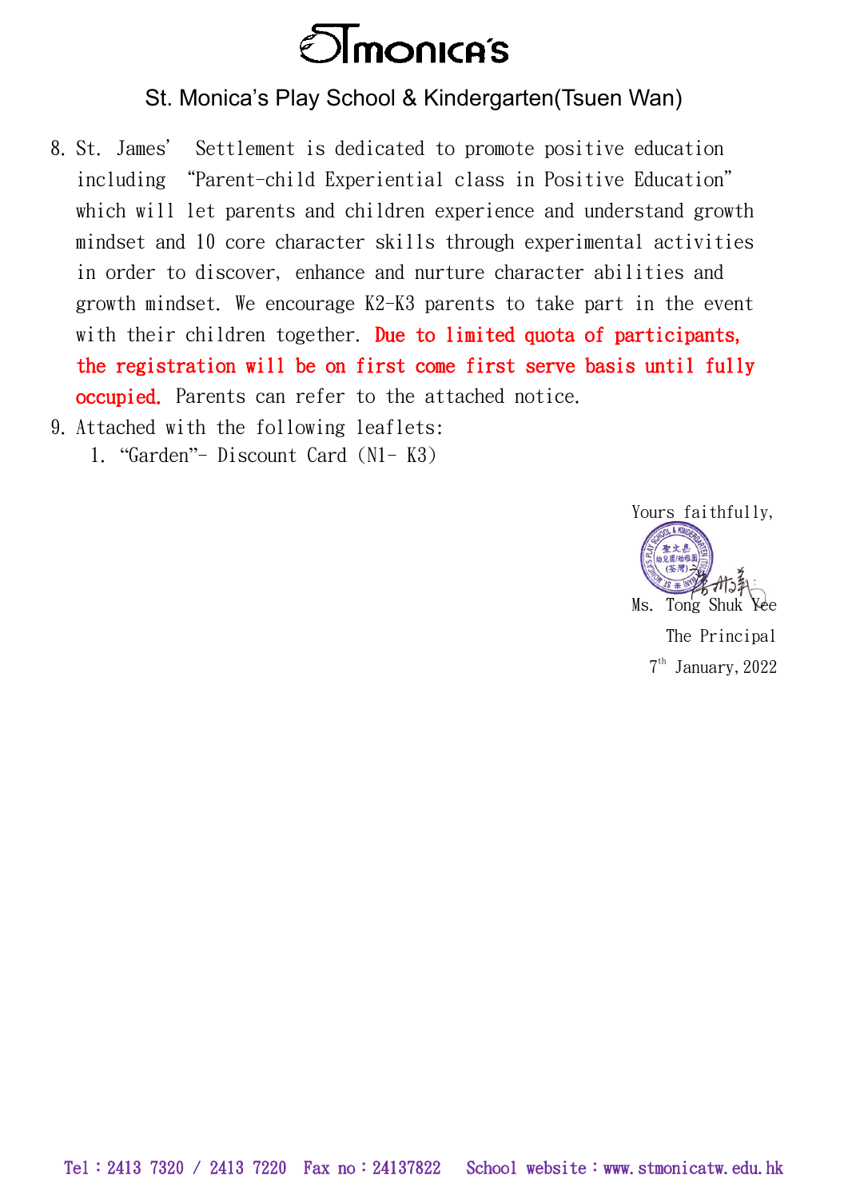# St. Monica's

St. Monica's Play School & Kindergarten(Tsuen Wan)

8. St. James' Settlement is dedicated to promote positive education including "Parent-child Experiential class in Positive Education" which will let parents and children experience and understand growth mindset and 10 core character skills through experimental activities in order to discover, enhance and nurture character abilities and growth mindset. We encourage K2-K3 parents to take part in the event with their children together. **Due to limited quota of participants, the registration will be on first come first serve basis until fully occupied.** Parents can refer to the attached notice.
9. Attached with the following leaflets:
   1. "Garden"- Discount Card (N1- K3)

Yours faithfully,

Ms. Tong Shuk Yee

The Principal

7th January, 2022

Tel：2413 7320 / 2413 7220 Fax no：24137822 School website：www.stmonicatw.edu.hk